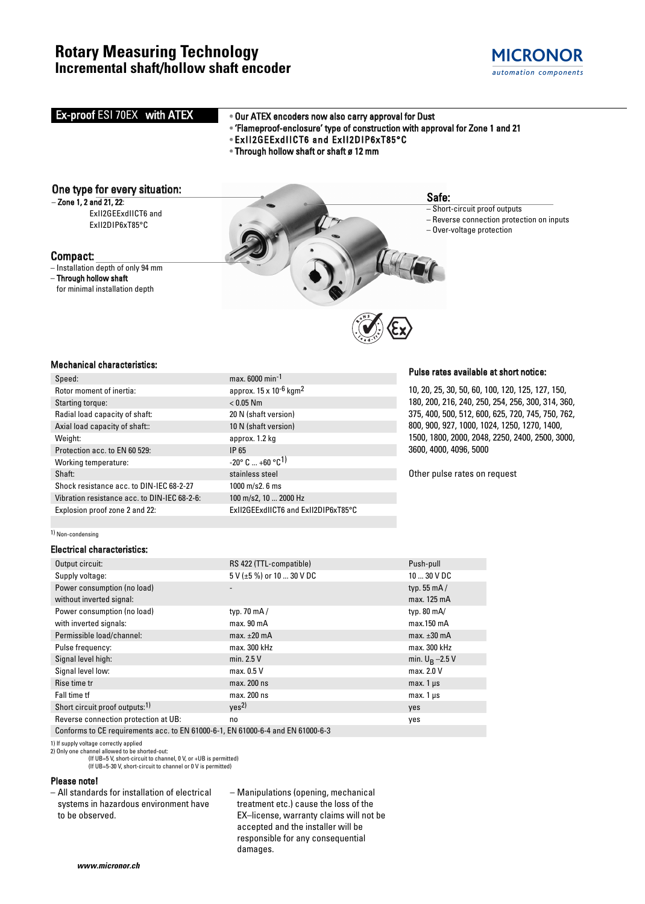# Rotary Measuring Technology
## Incremental shaft/hollow shaft encoder

MICRONOR
*automation components*

**Ex-proof ESI 70EX with ATEX**

- **Our ATEX encoders now also carry approval for Dust**
- **'Flameproof-enclosure' type of construction with approval for Zone 1 and 21**
- **ExII2GEExdIICT6 and ExII2DIP6xT85°C**
- **Through hollow shaft or shaft ø 12 mm**

### One type for every situation:
– **Zone 1, 2 and 21, 22**:
ExII2GEExdIICT6 and
ExII2DIP6xT85°C

### Compact:
– Installation depth of only 94 mm
– **Through hollow shaft** for minimal installation depth

### Safe:
– Short-circuit proof outputs
– Reverse connection protection on inputs
– Over-voltage protection

### Mechanical characteristics:

| | |
|---|---|
| Speed: | max. 6000 min$^{-1}$ |
| Rotor moment of inertia: | approx. 15 x 10$^{-6}$ kgm$^2$ |
| Starting torque: | < 0.05 Nm |
| Radial load capacity of shaft: | 20 N (shaft version) |
| Axial load capacity of shaft:: | 10 N (shaft version) |
| Weight: | approx. 1.2 kg |
| Protection acc. to EN 60 529: | IP 65 |
| Working temperature: | -20° C ... +60 °C[1] |
| Shaft: | stainless steel |
| Shock resistance acc. to DIN-IEC 68-2-27 | 1000 m/s2, 6 ms |
| Vibration resistance acc. to DIN-IEC 68-2-6: | 100 m/s2, 10 ... 2000 Hz |
| Explosion proof zone 2 and 22: | ExII2GEExdIICT6 and ExII2DIP6xT85°C |

1) Non-condensing

### Pulse rates available at short notice:

10, 20, 25, 30, 50, 60, 100, 120, 125, 127, 150, 180, 200, 216, 240, 250, 254, 256, 300, 314, 360, 375, 400, 500, 512, 600, 625, 720, 745, 750, 762, 800, 900, 927, 1000, 1024, 1250, 1270, 1400, 1500, 1800, 2000, 2048, 2250, 2400, 2500, 3000, 3600, 4000, 4096, 5000

Other pulse rates on request

### Electrical characteristics:

| | | |
|---|---|---|
| Output circuit: | RS 422 (TTL-compatible) | Push-pull |
| Supply voltage: | 5 V (±5 %) or 10 ... 30 V DC | 10 ... 30 V DC |
| Power consumption (no load) without inverted signal: | - | typ. 55 mA / max. 125 mA |
| Power consumption (no load) with inverted signals: | typ. 70 mA / max. 90 mA | typ. 80 mA/ max.150 mA |
| Permissible load/channel: | max. ±20 mA | max. ±30 mA |
| Pulse frequency: | max. 300 kHz | max. 300 kHz |
| Signal level high: | min. 2.5 V | min. $U_B$ –2.5 V |
| Signal level low: | max. 0.5 V | max. 2.0 V |
| Rise time tr | max. 200 ns | max. 1 µs |
| Fall time tf | max. 200 ns | max. 1 µs |
| Short circuit proof outputs:[1] | yes[2] | yes |
| Reverse connection protection at UB: | no | yes |
| Conforms to CE requirements acc. to EN 61000-6-1, EN 61000-6-4 and EN 61000-6-3 | | |

1) If supply voltage correctly applied
2) Only one channel allowed to be shorted-out:
(If UB=5 V, short-circuit to channel, 0 V, or +UB is permitted)
(If UB=5-30 V, short-circuit to channel or 0 V is permitted)

### Please note!

– All standards for installation of electrical systems in hazardous environment have to be observed.

– Manipulations (opening, mechanical treatment etc.) cause the loss of the EX–license, warranty claims will not be accepted and the installer will be responsible for any consequential damages.

*www.micronor.ch*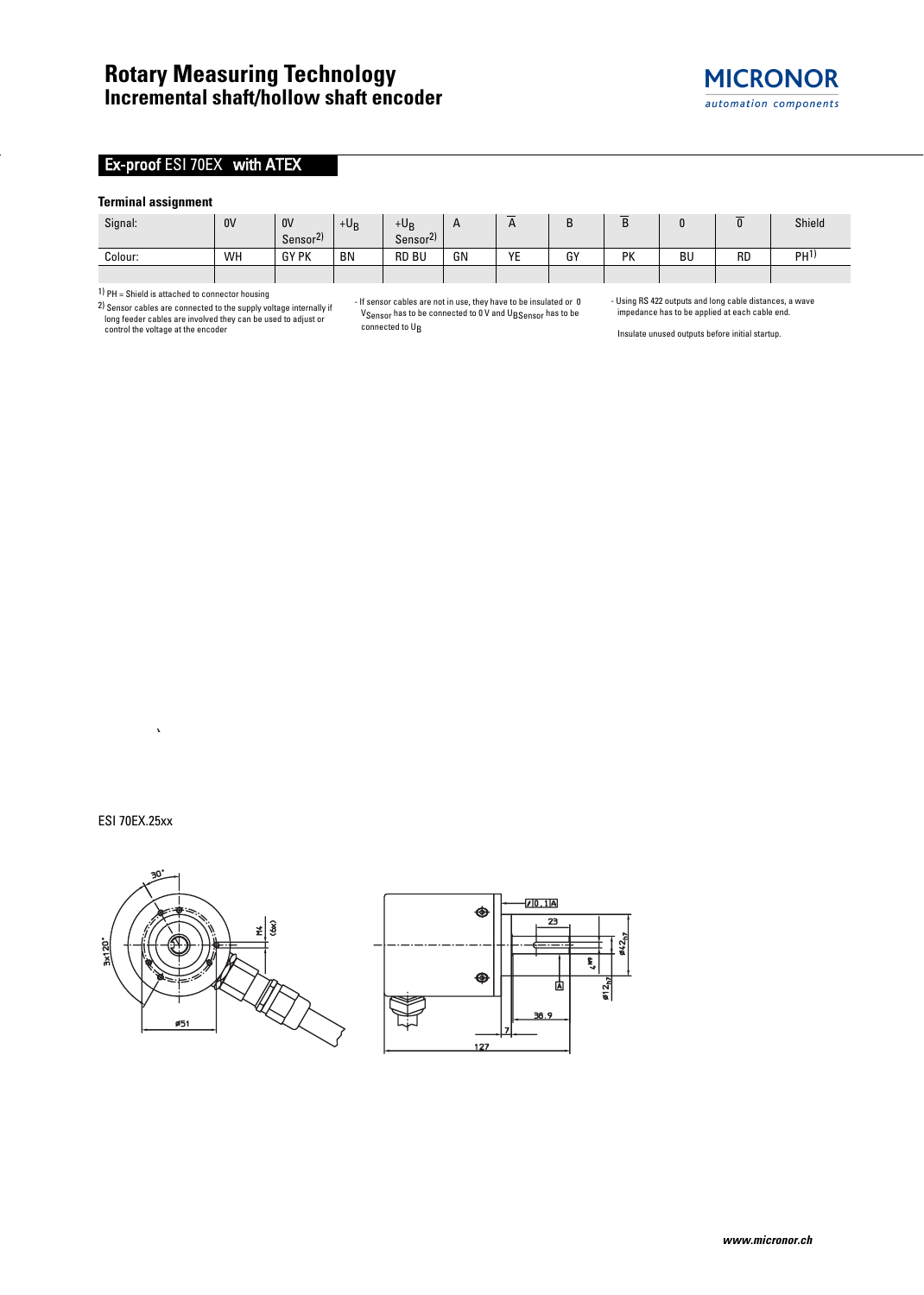# Rotary Measuring Technology

## Incremental shaft/hollow shaft encoder

## Ex-proof ESI 70EX with ATEX

### Terminal assignment

| Signal: | 0V | 0V Sensor[2] | $+U_B$ | $+U_B$ Sensor[2] | A | $\overline{A}$ | B | $\overline{B}$ | 0 | $\overline{0}$ | Shield |
|---|---|---|---|---|---|---|---|---|---|---|---|
| Colour: | WH | GY PK | BN | RD BU | GN | YE | GY | PK | BU | RD | PH[1] |
| | | | | | | | | | | | |

[1] PH = Shield is attached to connector housing

[2] Sensor cables are connected to the supply voltage internally if long feeder cables are involved they can be used to adjust or control the voltage at the encoder

- If sensor cables are not in use, they have to be insulated or 0 $V_{Sensor}$ has to be connected to 0 V and $U_{BSensor}$ has to be connected to $U_B$

- Using RS 422 outputs and long cable distances, a wave impedance has to be applied at each cable end.

Insulate unused outputs before initial startup.

ESI 70EX.25xx

30° 3x120° M4 (6x) ⌀51 0.1 A 23 4h9 ⌀42h7 A ⌀12h7 38.9 7 127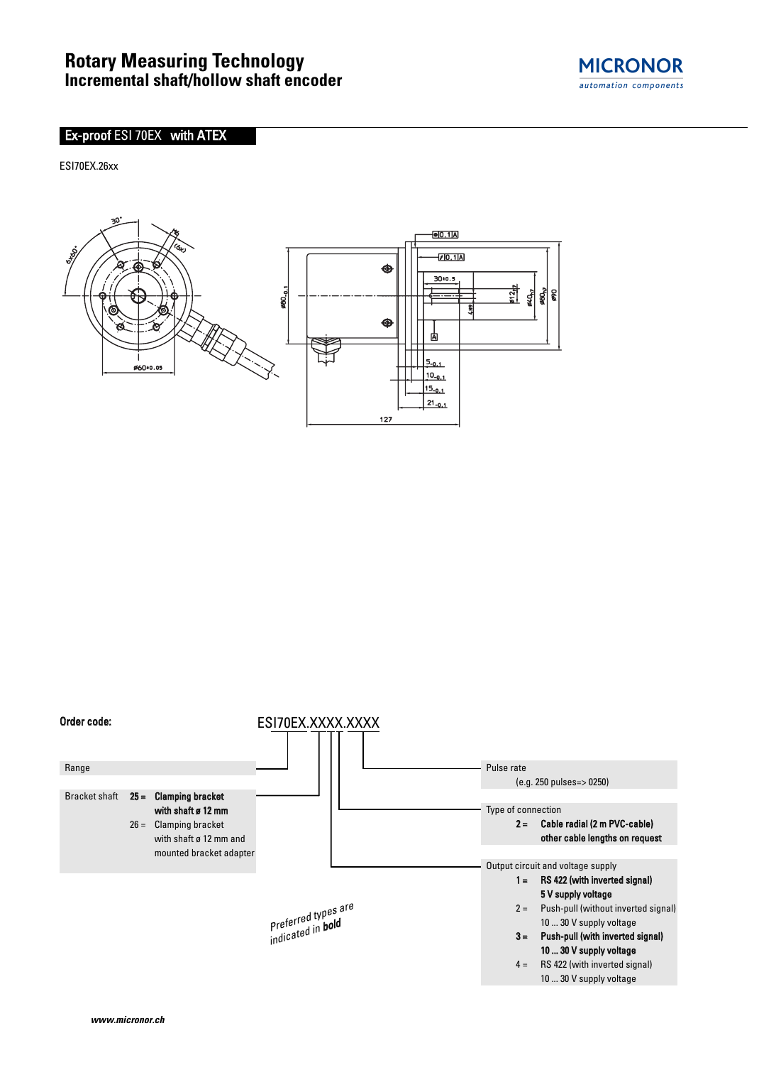# Rotary Measuring Technology
## Incremental shaft/hollow shaft encoder

## Ex-proof ESI 70EX with ATEX

ESI70EX.26xx

30°

6x60°

M5 (6x)

ø60±0.05

ø0.1 A

⫽ 0.1 A

30±0.3

ø80-0.1

ø12 f7

ø40 h7

ø80 h7

ø90

4.49

A

5-0.1

10-0.1

15-0.1

21-0.1

127

**Order code:** ESI70EX.XXXX.XXXX

Range

Bracket shaft
- **25 = Clamping bracket with shaft ø 12 mm**
- 26 = Clamping bracket with shaft ø 12 mm and mounted bracket adapter

Pulse rate
(e.g. 250 pulses=> 0250)

Type of connection
- **2 = Cable radial (2 m PVC-cable) other cable lengths on request**

Output circuit and voltage supply
- **1 = RS 422 (with inverted signal) 5 V supply voltage**
- 2 = Push-pull (without inverted signal) 10 ... 30 V supply voltage
- **3 = Push-pull (with inverted signal) 10 ... 30 V supply voltage**
- 4 = RS 422 (with inverted signal) 10 ... 30 V supply voltage

*Preferred types are indicated in* ***bold***